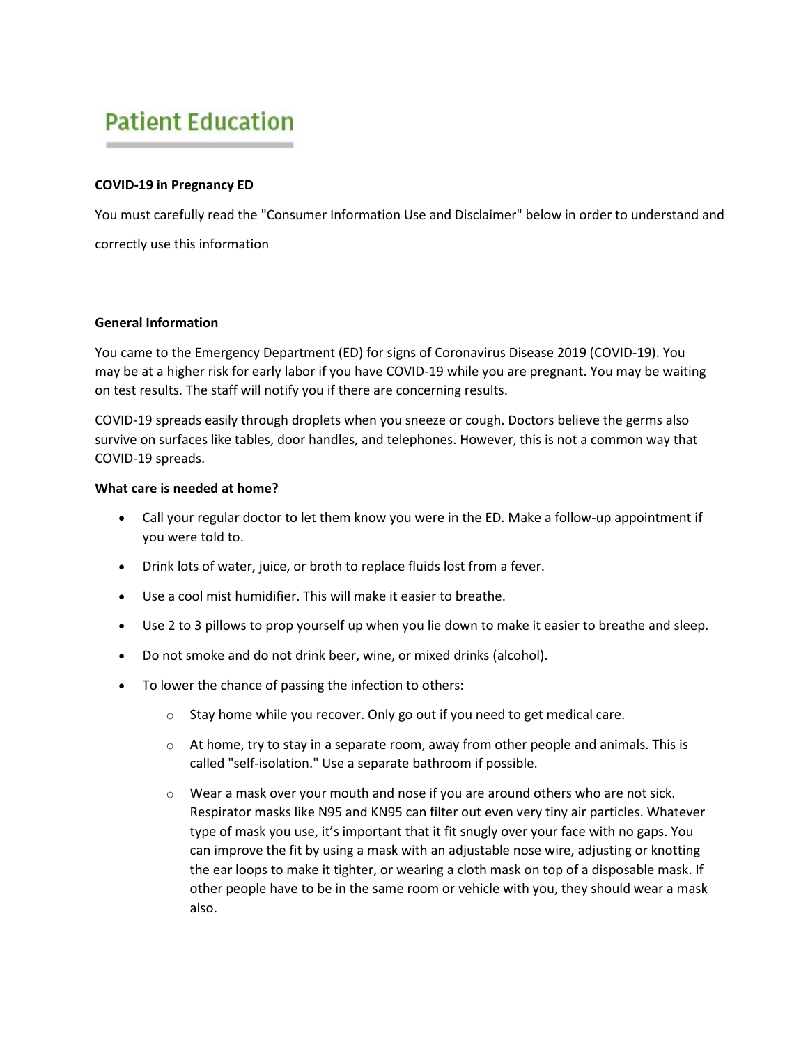# Patient Education

**COVID-19 in Pregnancy ED**

You must carefully read the "Consumer Information Use and Disclaimer" below in order to understand and correctly use this information

**General Information**

You came to the Emergency Department (ED) for signs of Coronavirus Disease 2019 (COVID-19). You may be at a higher risk for early labor if you have COVID-19 while you are pregnant. You may be waiting on test results. The staff will notify you if there are concerning results.

COVID-19 spreads easily through droplets when you sneeze or cough. Doctors believe the germs also survive on surfaces like tables, door handles, and telephones. However, this is not a common way that COVID-19 spreads.

**What care is needed at home?**

- Call your regular doctor to let them know you were in the ED. Make a follow-up appointment if you were told to.
- Drink lots of water, juice, or broth to replace fluids lost from a fever.
- Use a cool mist humidifier. This will make it easier to breathe.
- Use 2 to 3 pillows to prop yourself up when you lie down to make it easier to breathe and sleep.
- Do not smoke and do not drink beer, wine, or mixed drinks (alcohol).
- To lower the chance of passing the infection to others:
    - Stay home while you recover. Only go out if you need to get medical care.
    - At home, try to stay in a separate room, away from other people and animals. This is called "self-isolation." Use a separate bathroom if possible.
    - Wear a mask over your mouth and nose if you are around others who are not sick. Respirator masks like N95 and KN95 can filter out even very tiny air particles. Whatever type of mask you use, it's important that it fit snugly over your face with no gaps. You can improve the fit by using a mask with an adjustable nose wire, adjusting or knotting the ear loops to make it tighter, or wearing a cloth mask on top of a disposable mask. If other people have to be in the same room or vehicle with you, they should wear a mask also.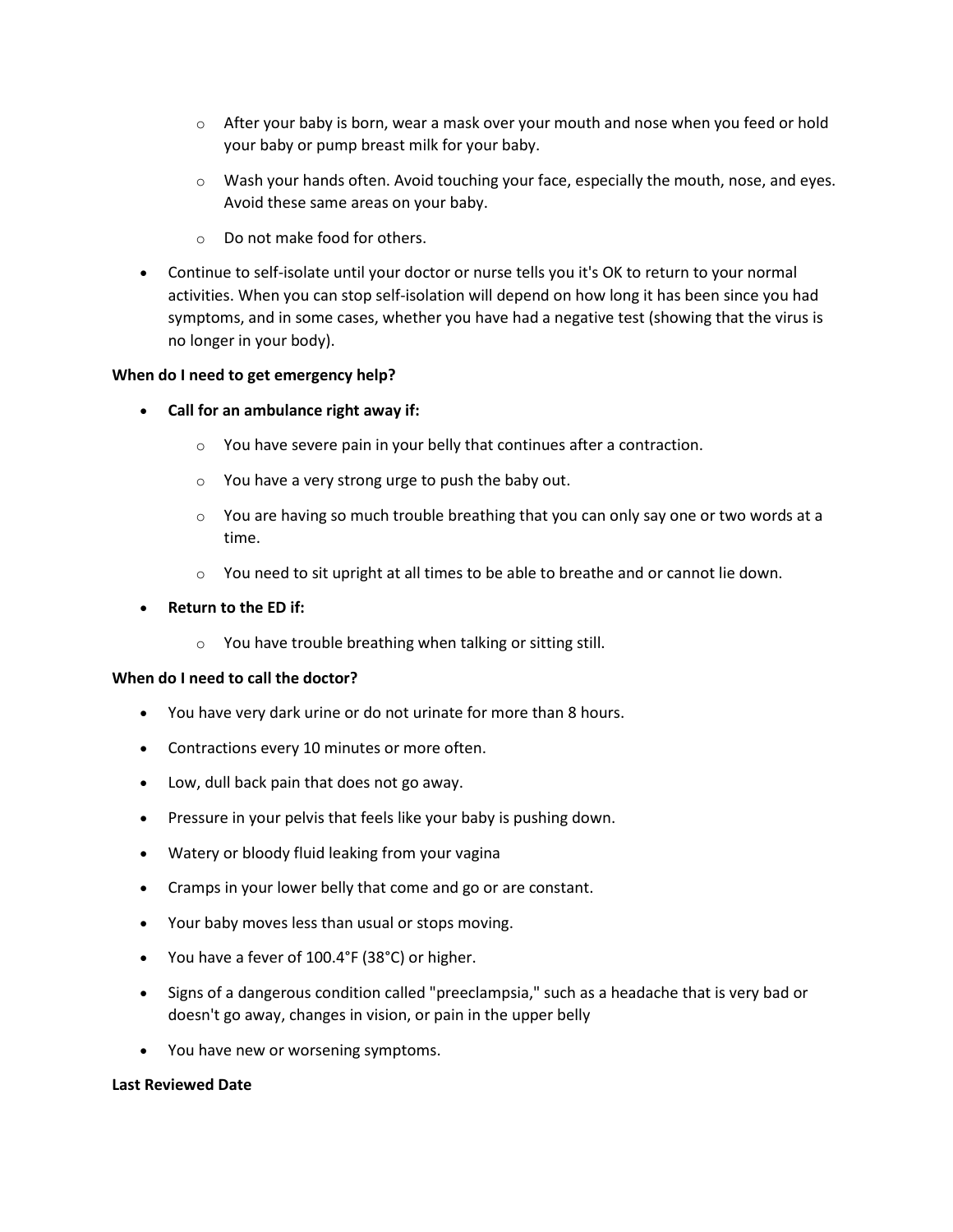- After your baby is born, wear a mask over your mouth and nose when you feed or hold your baby or pump breast milk for your baby.
  - Wash your hands often. Avoid touching your face, especially the mouth, nose, and eyes. Avoid these same areas on your baby.
  - Do not make food for others.
- Continue to self-isolate until your doctor or nurse tells you it's OK to return to your normal activities. When you can stop self-isolation will depend on how long it has been since you had symptoms, and in some cases, whether you have had a negative test (showing that the virus is no longer in your body).

**When do I need to get emergency help?**

- **Call for an ambulance right away if:**
  - You have severe pain in your belly that continues after a contraction.
  - You have a very strong urge to push the baby out.
  - You are having so much trouble breathing that you can only say one or two words at a time.
  - You need to sit upright at all times to be able to breathe and or cannot lie down.
- **Return to the ED if:**
  - You have trouble breathing when talking or sitting still.

**When do I need to call the doctor?**

- You have very dark urine or do not urinate for more than 8 hours.
- Contractions every 10 minutes or more often.
- Low, dull back pain that does not go away.
- Pressure in your pelvis that feels like your baby is pushing down.
- Watery or bloody fluid leaking from your vagina
- Cramps in your lower belly that come and go or are constant.
- Your baby moves less than usual or stops moving.
- You have a fever of 100.4°F (38°C) or higher.
- Signs of a dangerous condition called "preeclampsia," such as a headache that is very bad or doesn't go away, changes in vision, or pain in the upper belly
- You have new or worsening symptoms.

**Last Reviewed Date**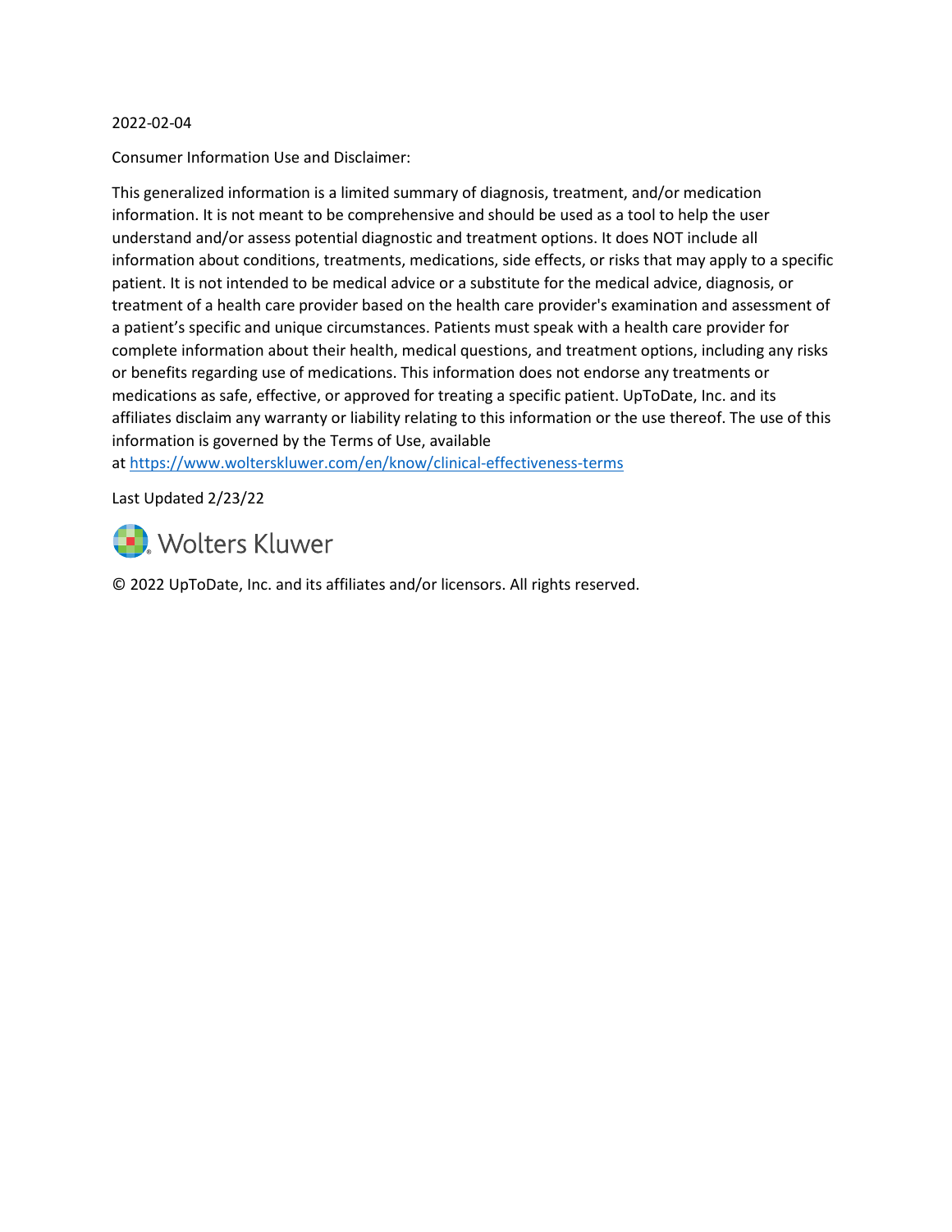2022-02-04

Consumer Information Use and Disclaimer:

This generalized information is a limited summary of diagnosis, treatment, and/or medication information. It is not meant to be comprehensive and should be used as a tool to help the user understand and/or assess potential diagnostic and treatment options. It does NOT include all information about conditions, treatments, medications, side effects, or risks that may apply to a specific patient. It is not intended to be medical advice or a substitute for the medical advice, diagnosis, or treatment of a health care provider based on the health care provider's examination and assessment of a patient's specific and unique circumstances. Patients must speak with a health care provider for complete information about their health, medical questions, and treatment options, including any risks or benefits regarding use of medications. This information does not endorse any treatments or medications as safe, effective, or approved for treating a specific patient. UpToDate, Inc. and its affiliates disclaim any warranty or liability relating to this information or the use thereof. The use of this information is governed by the Terms of Use, available at https://www.wolterskluwer.com/en/know/clinical-effectiveness-terms

Last Updated 2/23/22

Wolters Kluwer

© 2022 UpToDate, Inc. and its affiliates and/or licensors. All rights reserved.